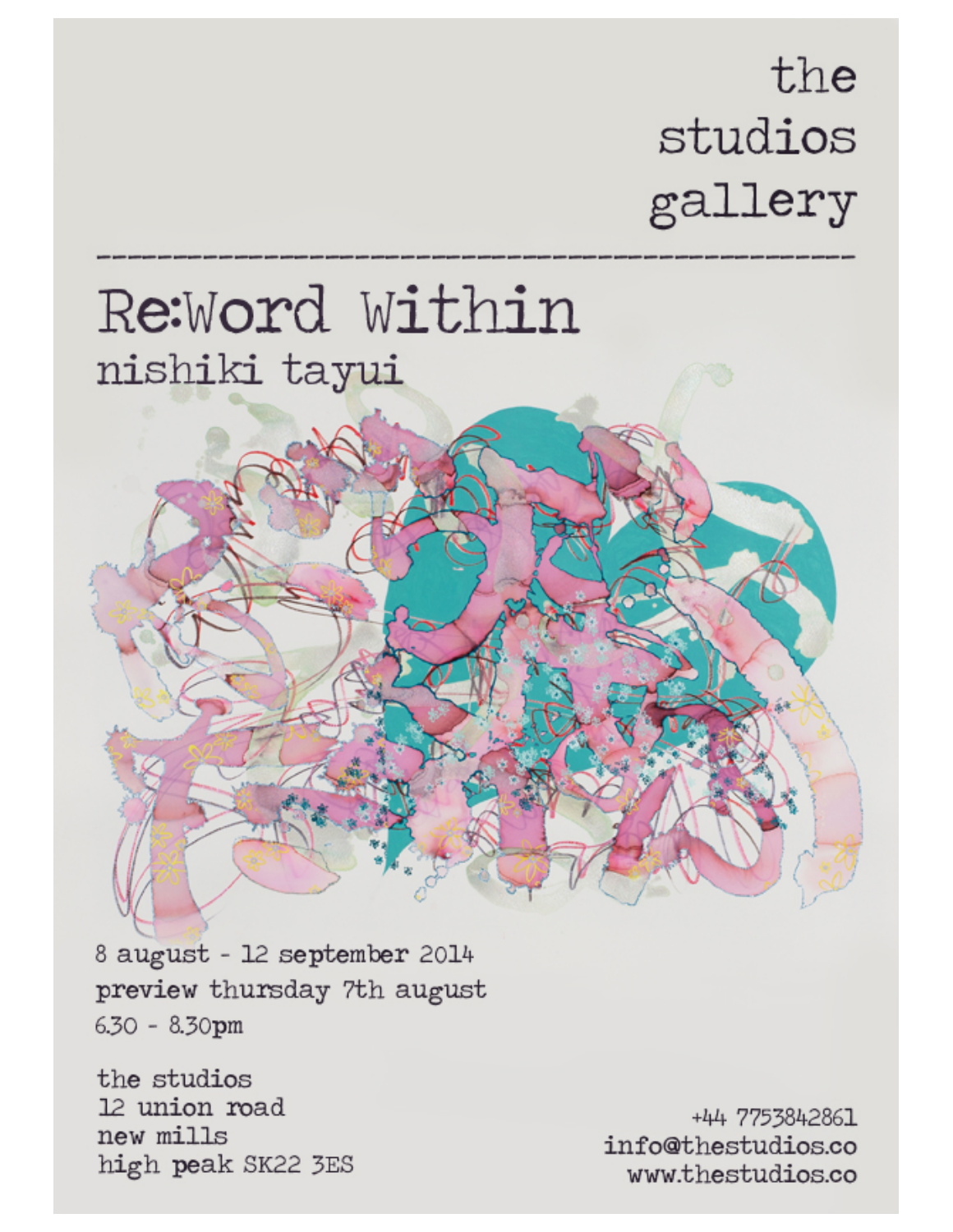the
studios
gallery

---

# Re:Word Within

## nishiki tayui

8 august - 12 september 2014
preview thursday 7th august
6.30 - 8.30pm

the studios
12 union road
new mills
high peak SK22 3ES

+44 7753842861
info@thestudios.co
www.thestudios.co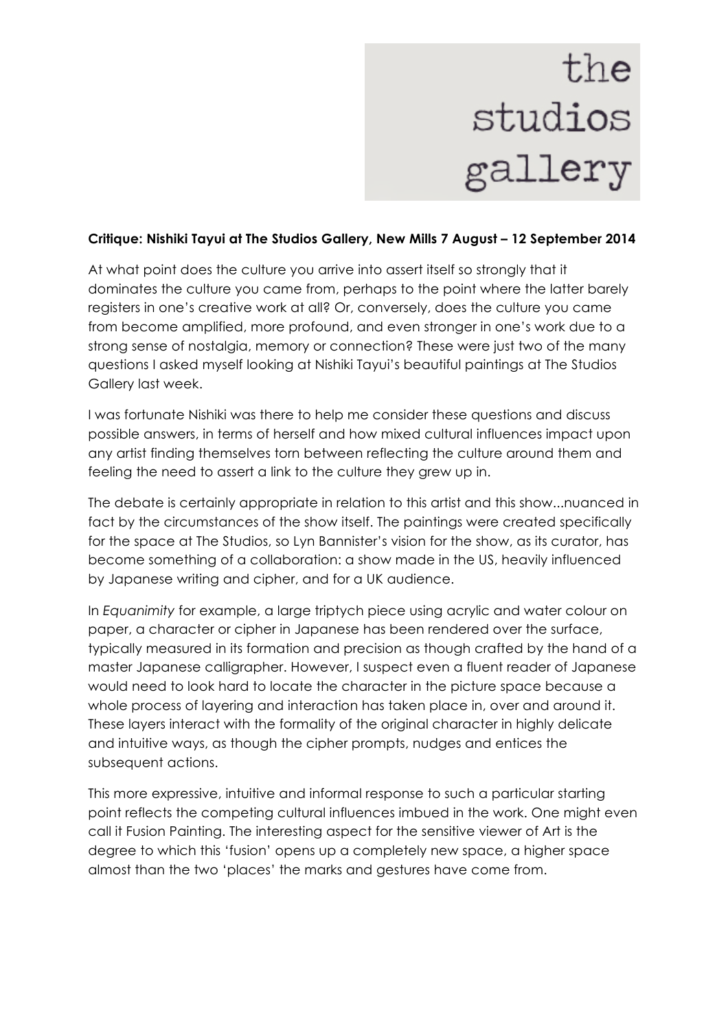the studios gallery

**Critique: Nishiki Tayui at The Studios Gallery, New Mills 7 August – 12 September 2014**

At what point does the culture you arrive into assert itself so strongly that it dominates the culture you came from, perhaps to the point where the latter barely registers in one's creative work at all? Or, conversely, does the culture you came from become amplified, more profound, and even stronger in one's work due to a strong sense of nostalgia, memory or connection? These were just two of the many questions I asked myself looking at Nishiki Tayui's beautiful paintings at The Studios Gallery last week.

I was fortunate Nishiki was there to help me consider these questions and discuss possible answers, in terms of herself and how mixed cultural influences impact upon any artist finding themselves torn between reflecting the culture around them and feeling the need to assert a link to the culture they grew up in.

The debate is certainly appropriate in relation to this artist and this show...nuanced in fact by the circumstances of the show itself. The paintings were created specifically for the space at The Studios, so Lyn Bannister's vision for the show, as its curator, has become something of a collaboration: a show made in the US, heavily influenced by Japanese writing and cipher, and for a UK audience.

In *Equanimity* for example, a large triptych piece using acrylic and water colour on paper, a character or cipher in Japanese has been rendered over the surface, typically measured in its formation and precision as though crafted by the hand of a master Japanese calligrapher. However, I suspect even a fluent reader of Japanese would need to look hard to locate the character in the picture space because a whole process of layering and interaction has taken place in, over and around it. These layers interact with the formality of the original character in highly delicate and intuitive ways, as though the cipher prompts, nudges and entices the subsequent actions.

This more expressive, intuitive and informal response to such a particular starting point reflects the competing cultural influences imbued in the work. One might even call it Fusion Painting. The interesting aspect for the sensitive viewer of Art is the degree to which this 'fusion' opens up a completely new space, a higher space almost than the two 'places' the marks and gestures have come from.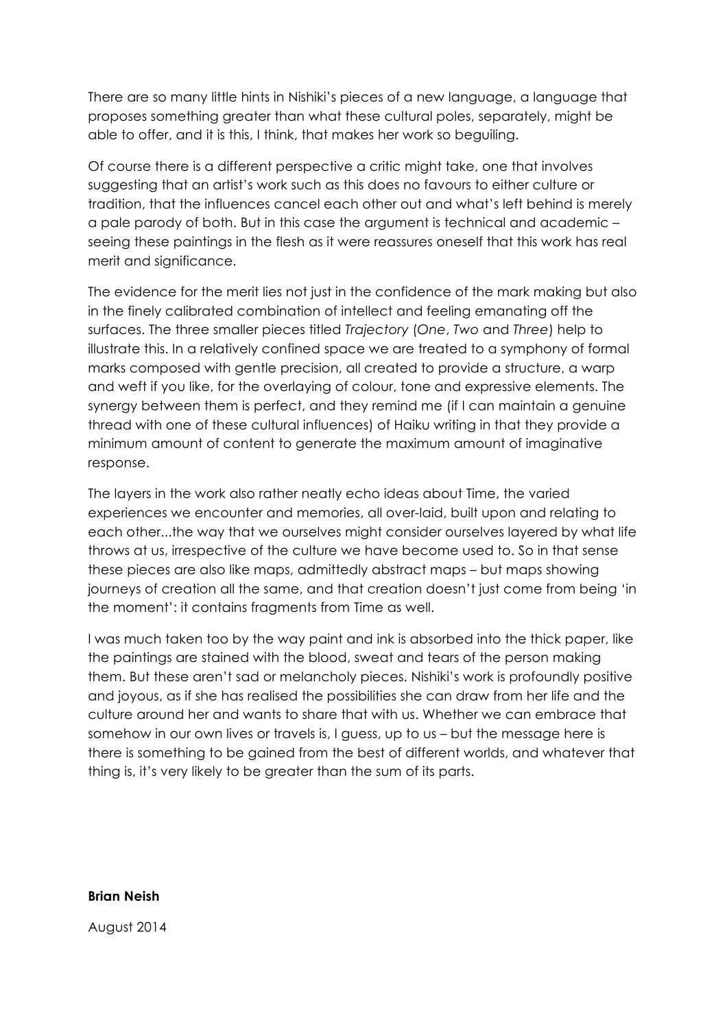There are so many little hints in Nishiki's pieces of a new language, a language that proposes something greater than what these cultural poles, separately, might be able to offer, and it is this, I think, that makes her work so beguiling.

Of course there is a different perspective a critic might take, one that involves suggesting that an artist's work such as this does no favours to either culture or tradition, that the influences cancel each other out and what's left behind is merely a pale parody of both. But in this case the argument is technical and academic – seeing these paintings in the flesh as it were reassures oneself that this work has real merit and significance.

The evidence for the merit lies not just in the confidence of the mark making but also in the finely calibrated combination of intellect and feeling emanating off the surfaces. The three smaller pieces titled *Trajectory* (*One*, *Two* and *Three*) help to illustrate this. In a relatively confined space we are treated to a symphony of formal marks composed with gentle precision, all created to provide a structure, a warp and weft if you like, for the overlaying of colour, tone and expressive elements. The synergy between them is perfect, and they remind me (if I can maintain a genuine thread with one of these cultural influences) of Haiku writing in that they provide a minimum amount of content to generate the maximum amount of imaginative response.

The layers in the work also rather neatly echo ideas about Time, the varied experiences we encounter and memories, all over-laid, built upon and relating to each other...the way that we ourselves might consider ourselves layered by what life throws at us, irrespective of the culture we have become used to. So in that sense these pieces are also like maps, admittedly abstract maps – but maps showing journeys of creation all the same, and that creation doesn't just come from being 'in the moment': it contains fragments from Time as well.

I was much taken too by the way paint and ink is absorbed into the thick paper, like the paintings are stained with the blood, sweat and tears of the person making them. But these aren't sad or melancholy pieces. Nishiki's work is profoundly positive and joyous, as if she has realised the possibilities she can draw from her life and the culture around her and wants to share that with us. Whether we can embrace that somehow in our own lives or travels is, I guess, up to us – but the message here is there is something to be gained from the best of different worlds, and whatever that thing is, it's very likely to be greater than the sum of its parts.

**Brian Neish**

August 2014